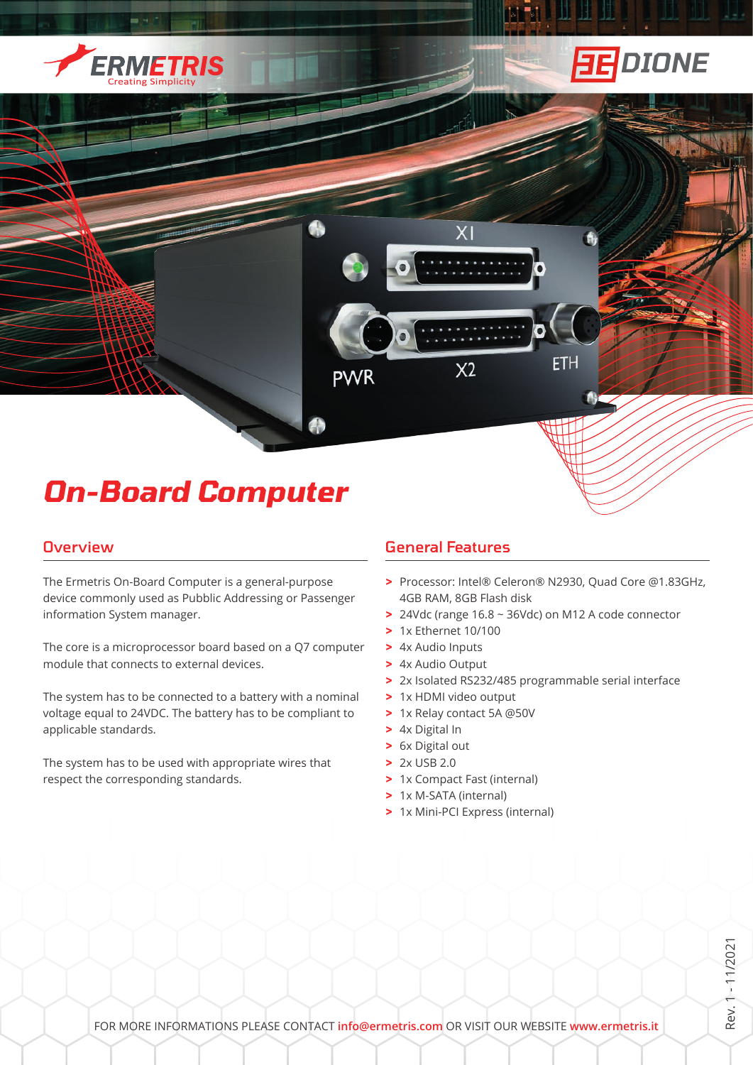ERMETRIS
Creating Simplicity

DIONE

# On-Board Computer

## Overview

The Ermetris On-Board Computer is a general-purpose device commonly used as Pubblic Addressing or Passenger information System manager.

The core is a microprocessor board based on a Q7 computer module that connects to external devices.

The system has to be connected to a battery with a nominal voltage equal to 24VDC. The battery has to be compliant to applicable standards.

The system has to be used with appropriate wires that respect the corresponding standards.

## General Features

- Processor: Intel® Celeron® N2930, Quad Core @1.83GHz, 4GB RAM, 8GB Flash disk
- 24Vdc (range 16.8 ~ 36Vdc) on M12 A code connector
- 1x Ethernet 10/100
- 4x Audio Inputs
- 4x Audio Output
- 2x Isolated RS232/485 programmable serial interface
- 1x HDMI video output
- 1x Relay contact 5A @50V
- 4x Digital In
- 6x Digital out
- 2x USB 2.0
- 1x Compact Fast (internal)
- 1x M-SATA (internal)
- 1x Mini-PCI Express (internal)

FOR MORE INFORMATIONS PLEASE CONTACT info@ermetris.com OR VISIT OUR WEBSITE www.ermetris.it

Rev. 1 - 11/2021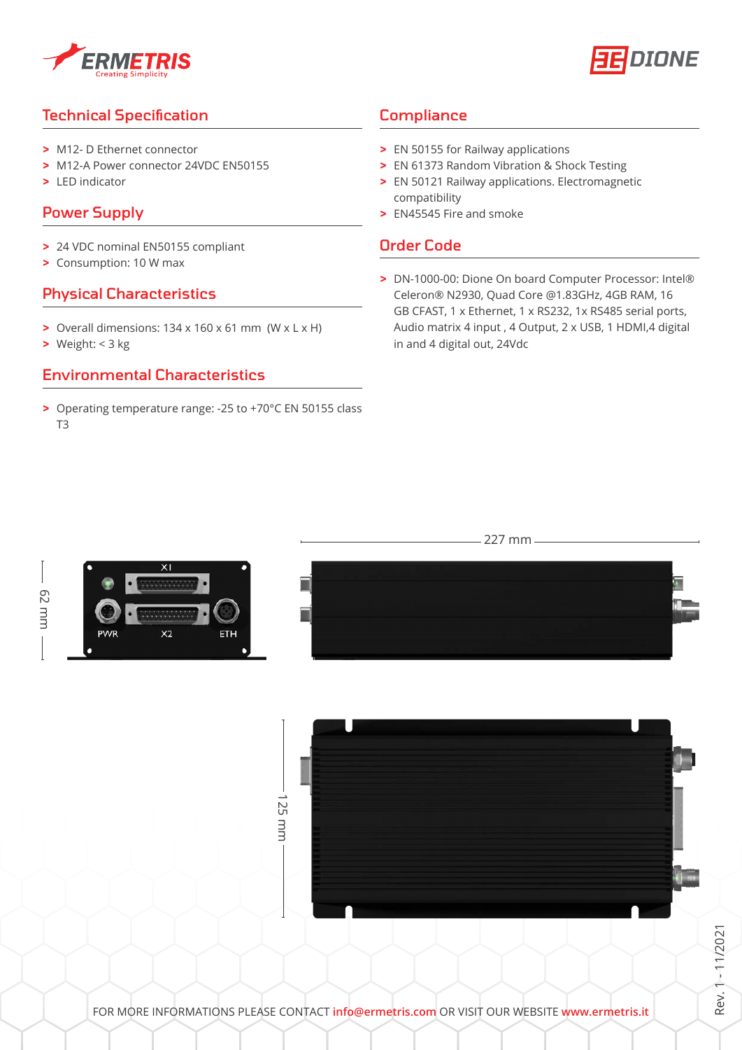## Technical Specification

- M12- D Ethernet connector
- M12-A Power connector 24VDC EN50155
- LED indicator

## Power Supply

- 24 VDC nominal EN50155 compliant
- Consumption: 10 W max

## Physical Characteristics

- Overall dimensions: 134 x 160 x 61 mm (W x L x H)
- Weight: < 3 kg

## Environmental Characteristics

- Operating temperature range: -25 to +70°C EN 50155 class T3

## Compliance

- EN 50155 for Railway applications
- EN 61373 Random Vibration & Shock Testing
- EN 50121 Railway applications. Electromagnetic compatibility
- EN45545 Fire and smoke

## Order Code

- DN-1000-00: Dione On board Computer Processor: Intel® Celeron® N2930, Quad Core @1.83GHz, 4GB RAM, 16 GB CFAST, 1 x Ethernet, 1 x RS232, 1x RS485 serial ports, Audio matrix 4 input , 4 Output, 2 x USB, 1 HDMI,4 digital in and 4 digital out, 24Vdc

62 mm

X1

PWR X2 ETH

227 mm

125 mm

FOR MORE INFORMATIONS PLEASE CONTACT info@ermetris.com OR VISIT OUR WEBSITE www.ermetris.it

Rev. 1 - 11/2021